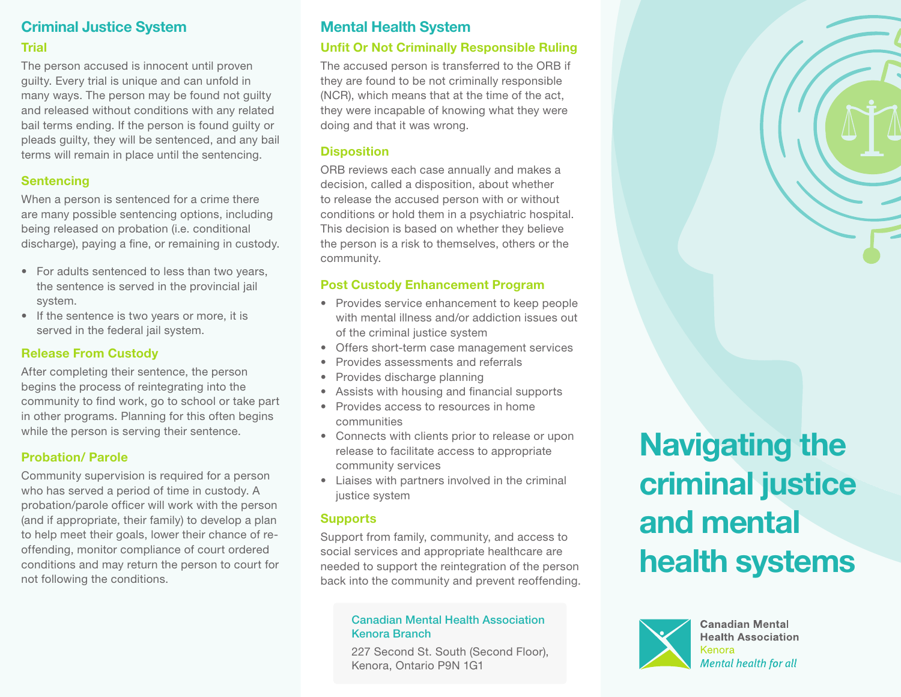## Criminal Justice System

### Trial

The person accused is innocent until proven guilty. Every trial is unique and can unfold in many ways. The person may be found not guilty and released without conditions with any related bail terms ending. If the person is found guilty or pleads guilty, they will be sentenced, and any bail terms will remain in place until the sentencing.

### Sentencing

When a person is sentenced for a crime there are many possible sentencing options, including being released on probation (i.e. conditional discharge), paying a fine, or remaining in custody.

- For adults sentenced to less than two years, the sentence is served in the provincial jail system.
- If the sentence is two years or more, it is served in the federal jail system.

### Release From Custody

After completing their sentence, the person begins the process of reintegrating into the community to find work, go to school or take part in other programs. Planning for this often begins while the person is serving their sentence.

### Probation/ Parole

Community supervision is required for a person who has served a period of time in custody. A probation/parole officer will work with the person (and if appropriate, their family) to develop a plan to help meet their goals, lower their chance of re-offending, monitor compliance of court ordered conditions and may return the person to court for not following the conditions.

## Mental Health System

### Unfit Or Not Criminally Responsible Ruling

The accused person is transferred to the ORB if they are found to be not criminally responsible (NCR), which means that at the time of the act, they were incapable of knowing what they were doing and that it was wrong.

### Disposition

ORB reviews each case annually and makes a decision, called a disposition, about whether to release the accused person with or without conditions or hold them in a psychiatric hospital. This decision is based on whether they believe the person is a risk to themselves, others or the community.

### Post Custody Enhancement Program

- Provides service enhancement to keep people with mental illness and/or addiction issues out of the criminal justice system
- Offers short-term case management services
- Provides assessments and referrals
- Provides discharge planning
- Assists with housing and financial supports
- Provides access to resources in home communities
- Connects with clients prior to release or upon release to facilitate access to appropriate community services
- Liaises with partners involved in the criminal justice system

### Supports

Support from family, community, and access to social services and appropriate healthcare are needed to support the reintegration of the person back into the community and prevent reoffending.

**Canadian Mental Health Association Kenora Branch**

227 Second St. South (Second Floor),
Kenora, Ontario P9N 1G1

# Navigating the criminal justice and mental health systems

Canadian Mental Health Association
Kenora
*Mental health for all*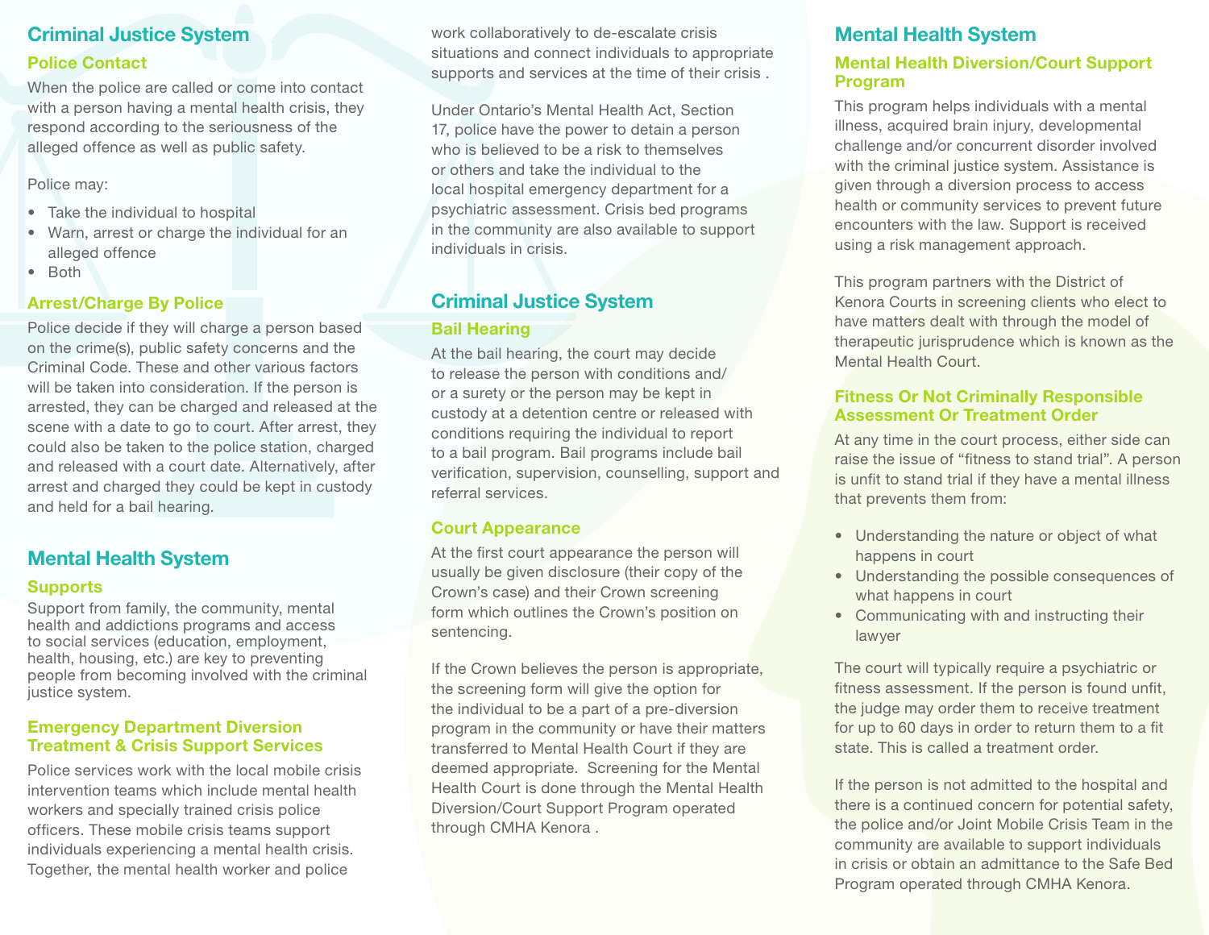## Criminal Justice System

### Police Contact

When the police are called or come into contact with a person having a mental health crisis, they respond according to the seriousness of the alleged offence as well as public safety.

Police may:

- Take the individual to hospital
- Warn, arrest or charge the individual for an alleged offence
- Both

### Arrest/Charge By Police

Police decide if they will charge a person based on the crime(s), public safety concerns and the Criminal Code. These and other various factors will be taken into consideration. If the person is arrested, they can be charged and released at the scene with a date to go to court. After arrest, they could also be taken to the police station, charged and released with a court date. Alternatively, after arrest and charged they could be kept in custody and held for a bail hearing.

## Mental Health System

### Supports

Support from family, the community, mental health and addictions programs and access to social services (education, employment, health, housing, etc.) are key to preventing people from becoming involved with the criminal justice system.

### Emergency Department Diversion Treatment & Crisis Support Services

Police services work with the local mobile crisis intervention teams which include mental health workers and specially trained crisis police officers. These mobile crisis teams support individuals experiencing a mental health crisis. Together, the mental health worker and police work collaboratively to de-escalate crisis situations and connect individuals to appropriate supports and services at the time of their crisis .

Under Ontario's Mental Health Act, Section 17, police have the power to detain a person who is believed to be a risk to themselves or others and take the individual to the local hospital emergency department for a psychiatric assessment. Crisis bed programs in the community are also available to support individuals in crisis.

## Criminal Justice System

### Bail Hearing

At the bail hearing, the court may decide to release the person with conditions and/or a surety or the person may be kept in custody at a detention centre or released with conditions requiring the individual to report to a bail program. Bail programs include bail verification, supervision, counselling, support and referral services.

### Court Appearance

At the first court appearance the person will usually be given disclosure (their copy of the Crown's case) and their Crown screening form which outlines the Crown's position on sentencing.

If the Crown believes the person is appropriate, the screening form will give the option for the individual to be a part of a pre-diversion program in the community or have their matters transferred to Mental Health Court if they are deemed appropriate. Screening for the Mental Health Court is done through the Mental Health Diversion/Court Support Program operated through CMHA Kenora .

## Mental Health System

### Mental Health Diversion/Court Support Program

This program helps individuals with a mental illness, acquired brain injury, developmental challenge and/or concurrent disorder involved with the criminal justice system. Assistance is given through a diversion process to access health or community services to prevent future encounters with the law. Support is received using a risk management approach.

This program partners with the District of Kenora Courts in screening clients who elect to have matters dealt with through the model of therapeutic jurisprudence which is known as the Mental Health Court.

### Fitness Or Not Criminally Responsible Assessment Or Treatment Order

At any time in the court process, either side can raise the issue of "fitness to stand trial". A person is unfit to stand trial if they have a mental illness that prevents them from:

- Understanding the nature or object of what happens in court
- Understanding the possible consequences of what happens in court
- Communicating with and instructing their lawyer

The court will typically require a psychiatric or fitness assessment. If the person is found unfit, the judge may order them to receive treatment for up to 60 days in order to return them to a fit state. This is called a treatment order.

If the person is not admitted to the hospital and there is a continued concern for potential safety, the police and/or Joint Mobile Crisis Team in the community are available to support individuals in crisis or obtain an admittance to the Safe Bed Program operated through CMHA Kenora.